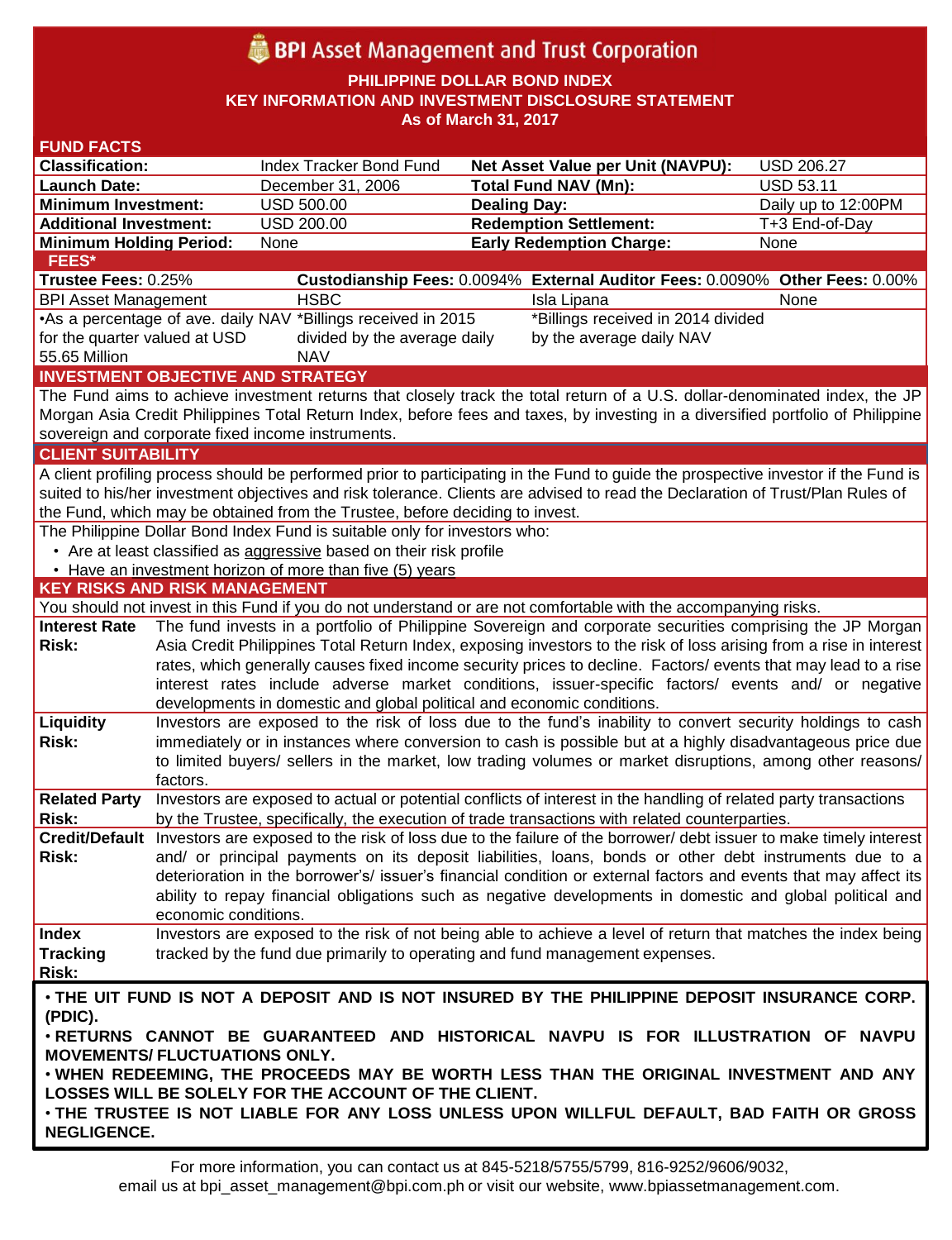# BPI Asset Management and Trust Corporation

**PHILIPPINE DOLLAR BOND INDEX**
**KEY INFORMATION AND INVESTMENT DISCLOSURE STATEMENT**
**As of March 31, 2017**

## FUND FACTS

| | | | |
|---|---|---|---|
| **Classification:** | Index Tracker Bond Fund | **Net Asset Value per Unit (NAVPU):** | USD 206.27 |
| **Launch Date:** | December 31, 2006 | **Total Fund NAV (Mn):** | USD 53.11 |
| **Minimum Investment:** | USD 500.00 | **Dealing Day:** | Daily up to 12:00PM |
| **Additional Investment:** | USD 200.00 | **Redemption Settlement:** | T+3 End-of-Day |
| **Minimum Holding Period:** | None | **Early Redemption Charge:** | None |

## FEES*

| **Trustee Fees:** 0.25% | **Custodianship Fees:** 0.0094% | **External Auditor Fees:** 0.0090% | **Other Fees:** 0.00% |
|---|---|---|---|
| BPI Asset Management | HSBC | Isla Lipana | None |
| •As a percentage of ave. daily NAV for the quarter valued at USD 55.65 Million | *Billings received in 2015 divided by the average daily NAV | *Billings received in 2014 divided by the average daily NAV | |

## INVESTMENT OBJECTIVE AND STRATEGY

The Fund aims to achieve investment returns that closely track the total return of a U.S. dollar-denominated index, the JP Morgan Asia Credit Philippines Total Return Index, before fees and taxes, by investing in a diversified portfolio of Philippine sovereign and corporate fixed income instruments.

## CLIENT SUITABILITY

A client profiling process should be performed prior to participating in the Fund to guide the prospective investor if the Fund is suited to his/her investment objectives and risk tolerance. Clients are advised to read the Declaration of Trust/Plan Rules of the Fund, which may be obtained from the Trustee, before deciding to invest.

The Philippine Dollar Bond Index Fund is suitable only for investors who:

- Are at least classified as aggressive based on their risk profile
- Have an investment horizon of more than five (5) years

## KEY RISKS AND RISK MANAGEMENT

You should not invest in this Fund if you do not understand or are not comfortable with the accompanying risks.

| | |
|---|---|
| **Interest Rate Risk:** | The fund invests in a portfolio of Philippine Sovereign and corporate securities comprising the JP Morgan Asia Credit Philippines Total Return Index, exposing investors to the risk of loss arising from a rise in interest rates, which generally causes fixed income security prices to decline. Factors/ events that may lead to a rise interest rates include adverse market conditions, issuer-specific factors/ events and/ or negative developments in domestic and global political and economic conditions. |
| **Liquidity Risk:** | Investors are exposed to the risk of loss due to the fund's inability to convert security holdings to cash immediately or in instances where conversion to cash is possible but at a highly disadvantageous price due to limited buyers/ sellers in the market, low trading volumes or market disruptions, among other reasons/ factors. |
| **Related Party Risk:** | Investors are exposed to actual or potential conflicts of interest in the handling of related party transactions by the Trustee, specifically, the execution of trade transactions with related counterparties. |
| **Credit/Default Risk:** | Investors are exposed to the risk of loss due to the failure of the borrower/ debt issuer to make timely interest and/ or principal payments on its deposit liabilities, loans, bonds or other debt instruments due to a deterioration in the borrower's/ issuer's financial condition or external factors and events that may affect its ability to repay financial obligations such as negative developments in domestic and global political and economic conditions. |
| **Index Tracking Risk:** | Investors are exposed to the risk of not being able to achieve a level of return that matches the index being tracked by the fund due primarily to operating and fund management expenses. |

**• THE UIT FUND IS NOT A DEPOSIT AND IS NOT INSURED BY THE PHILIPPINE DEPOSIT INSURANCE CORP. (PDIC).**
**• RETURNS CANNOT BE GUARANTEED AND HISTORICAL NAVPU IS FOR ILLUSTRATION OF NAVPU MOVEMENTS/ FLUCTUATIONS ONLY.**
**• WHEN REDEEMING, THE PROCEEDS MAY BE WORTH LESS THAN THE ORIGINAL INVESTMENT AND ANY LOSSES WILL BE SOLELY FOR THE ACCOUNT OF THE CLIENT.**
**• THE TRUSTEE IS NOT LIABLE FOR ANY LOSS UNLESS UPON WILLFUL DEFAULT, BAD FAITH OR GROSS NEGLIGENCE.**

For more information, you can contact us at 845-5218/5755/5799, 816-9252/9606/9032, email us at bpi_asset_management@bpi.com.ph or visit our website, www.bpiassetmanagement.com.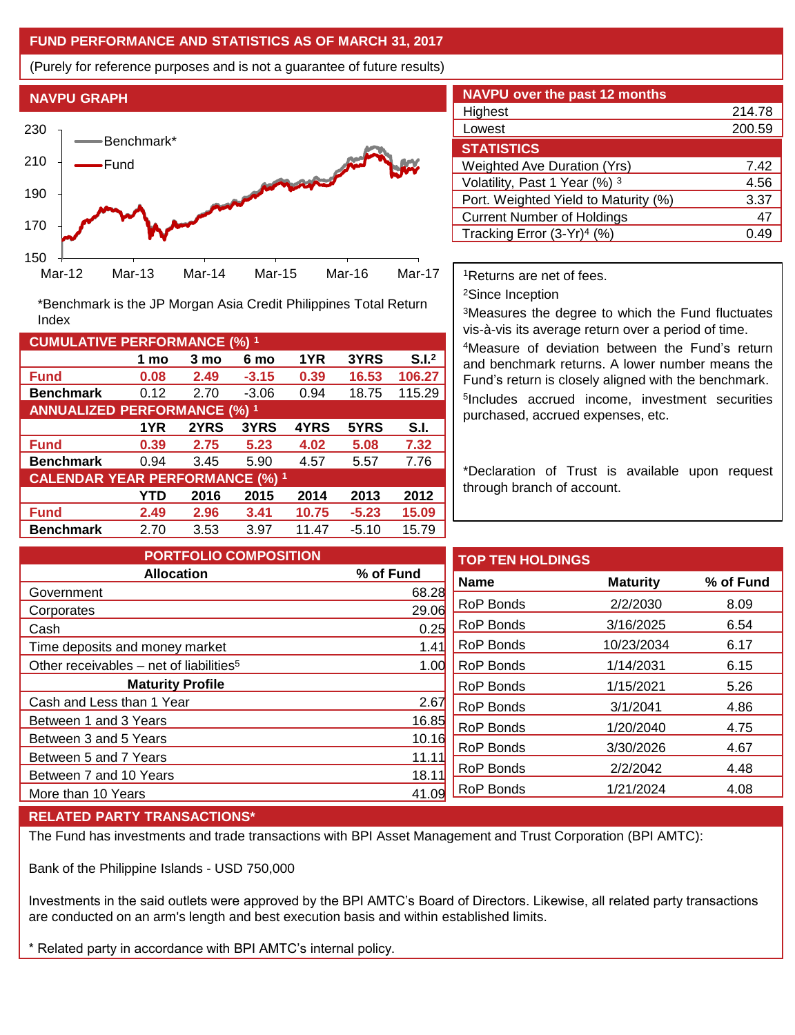## FUND PERFORMANCE AND STATISTICS AS OF MARCH 31, 2017

(Purely for reference purposes and is not a guarantee of future results)

### NAVPU GRAPH

*Benchmark is the JP Morgan Asia Credit Philippines Total Return Index

### NAVPU over the past 12 months

| | |
|---|---|
| Highest | 214.78 |
| Lowest | 200.59 |

### STATISTICS

| | |
|---|---|
| Weighted Ave Duration (Yrs) | 7.42 |
| Volatility, Past 1 Year (%) [3] | 4.56 |
| Port. Weighted Yield to Maturity (%) | 3.37 |
| Current Number of Holdings | 47 |
| Tracking Error (3-Yr)[4] (%) | 0.49 |

### CUMULATIVE PERFORMANCE (%) [1]

| | 1 mo | 3 mo | 6 mo | 1YR | 3YRS | S.I.[2] |
|---|---|---|---|---|---|---|
| **Fund** | **0.08** | **2.49** | **-3.15** | **0.39** | **16.53** | **106.27** |
| **Benchmark** | 0.12 | 2.70 | -3.06 | 0.94 | 18.75 | 115.29 |

### ANNUALIZED PERFORMANCE (%) [1]

| | 1YR | 2YRS | 3YRS | 4YRS | 5YRS | S.I. |
|---|---|---|---|---|---|---|
| **Fund** | **0.39** | **2.75** | **5.23** | **4.02** | **5.08** | **7.32** |
| **Benchmark** | 0.94 | 3.45 | 5.90 | 4.57 | 5.57 | 7.76 |

### CALENDAR YEAR PERFORMANCE (%) [1]

| | YTD | 2016 | 2015 | 2014 | 2013 | 2012 |
|---|---|---|---|---|---|---|
| **Fund** | **2.49** | **2.96** | **3.41** | **10.75** | **-5.23** | **15.09** |
| **Benchmark** | 2.70 | 3.53 | 3.97 | 11.47 | -5.10 | 15.79 |

[1]Returns are net of fees.
[2]Since Inception
[3]Measures the degree to which the Fund fluctuates vis-à-vis its average return over a period of time.
[4]Measure of deviation between the Fund's return and benchmark returns. A lower number means the Fund's return is closely aligned with the benchmark.
[5]Includes accrued income, investment securities purchased, accrued expenses, etc.

*Declaration of Trust is available upon request through branch of account.

### PORTFOLIO COMPOSITION

| Allocation | % of Fund |
|---|---|
| Government | 68.28 |
| Corporates | 29.06 |
| Cash | 0.25 |
| Time deposits and money market | 1.41 |
| Other receivables – net of liabilities[5] | 1.00 |
| **Maturity Profile** | |
| Cash and Less than 1 Year | 2.67 |
| Between 1 and 3 Years | 16.85 |
| Between 3 and 5 Years | 10.16 |
| Between 5 and 7 Years | 11.11 |
| Between 7 and 10 Years | 18.11 |
| More than 10 Years | 41.09 |

### TOP TEN HOLDINGS

| Name | Maturity | % of Fund |
|---|---|---|
| RoP Bonds | 2/2/2030 | 8.09 |
| RoP Bonds | 3/16/2025 | 6.54 |
| RoP Bonds | 10/23/2034 | 6.17 |
| RoP Bonds | 1/14/2031 | 6.15 |
| RoP Bonds | 1/15/2021 | 5.26 |
| RoP Bonds | 3/1/2041 | 4.86 |
| RoP Bonds | 1/20/2040 | 4.75 |
| RoP Bonds | 3/30/2026 | 4.67 |
| RoP Bonds | 2/2/2042 | 4.48 |
| RoP Bonds | 1/21/2024 | 4.08 |

### RELATED PARTY TRANSACTIONS*

The Fund has investments and trade transactions with BPI Asset Management and Trust Corporation (BPI AMTC):

Bank of the Philippine Islands - USD 750,000

Investments in the said outlets were approved by the BPI AMTC's Board of Directors. Likewise, all related party transactions are conducted on an arm's length and best execution basis and within established limits.

* Related party in accordance with BPI AMTC's internal policy.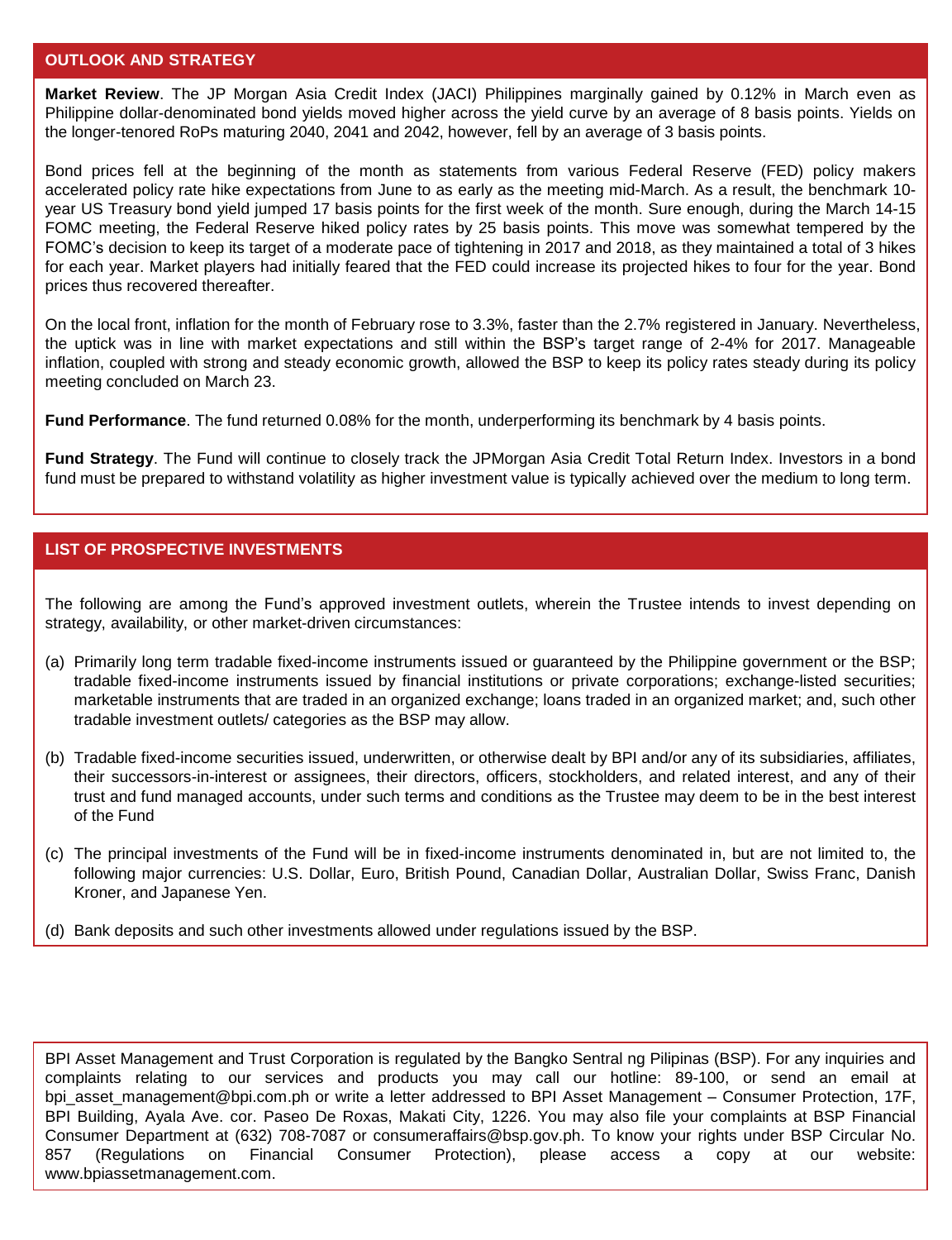## OUTLOOK AND STRATEGY

**Market Review**. The JP Morgan Asia Credit Index (JACI) Philippines marginally gained by 0.12% in March even as Philippine dollar-denominated bond yields moved higher across the yield curve by an average of 8 basis points. Yields on the longer-tenored RoPs maturing 2040, 2041 and 2042, however, fell by an average of 3 basis points.

Bond prices fell at the beginning of the month as statements from various Federal Reserve (FED) policy makers accelerated policy rate hike expectations from June to as early as the meeting mid-March. As a result, the benchmark 10-year US Treasury bond yield jumped 17 basis points for the first week of the month. Sure enough, during the March 14-15 FOMC meeting, the Federal Reserve hiked policy rates by 25 basis points. This move was somewhat tempered by the FOMC's decision to keep its target of a moderate pace of tightening in 2017 and 2018, as they maintained a total of 3 hikes for each year. Market players had initially feared that the FED could increase its projected hikes to four for the year. Bond prices thus recovered thereafter.

On the local front, inflation for the month of February rose to 3.3%, faster than the 2.7% registered in January. Nevertheless, the uptick was in line with market expectations and still within the BSP's target range of 2-4% for 2017. Manageable inflation, coupled with strong and steady economic growth, allowed the BSP to keep its policy rates steady during its policy meeting concluded on March 23.

**Fund Performance**. The fund returned 0.08% for the month, underperforming its benchmark by 4 basis points.

**Fund Strategy**. The Fund will continue to closely track the JPMorgan Asia Credit Total Return Index. Investors in a bond fund must be prepared to withstand volatility as higher investment value is typically achieved over the medium to long term.

## LIST OF PROSPECTIVE INVESTMENTS

The following are among the Fund's approved investment outlets, wherein the Trustee intends to invest depending on strategy, availability, or other market-driven circumstances:

(a) Primarily long term tradable fixed-income instruments issued or guaranteed by the Philippine government or the BSP; tradable fixed-income instruments issued by financial institutions or private corporations; exchange-listed securities; marketable instruments that are traded in an organized exchange; loans traded in an organized market; and, such other tradable investment outlets/ categories as the BSP may allow.

(b) Tradable fixed-income securities issued, underwritten, or otherwise dealt by BPI and/or any of its subsidiaries, affiliates, their successors-in-interest or assignees, their directors, officers, stockholders, and related interest, and any of their trust and fund managed accounts, under such terms and conditions as the Trustee may deem to be in the best interest of the Fund

(c) The principal investments of the Fund will be in fixed-income instruments denominated in, but are not limited to, the following major currencies: U.S. Dollar, Euro, British Pound, Canadian Dollar, Australian Dollar, Swiss Franc, Danish Kroner, and Japanese Yen.

(d) Bank deposits and such other investments allowed under regulations issued by the BSP.

BPI Asset Management and Trust Corporation is regulated by the Bangko Sentral ng Pilipinas (BSP). For any inquiries and complaints relating to our services and products you may call our hotline: 89-100, or send an email at bpi_asset_management@bpi.com.ph or write a letter addressed to BPI Asset Management – Consumer Protection, 17F, BPI Building, Ayala Ave. cor. Paseo De Roxas, Makati City, 1226. You may also file your complaints at BSP Financial Consumer Department at (632) 708-7087 or consumeraffairs@bsp.gov.ph. To know your rights under BSP Circular No. 857 (Regulations on Financial Consumer Protection), please access a copy at our website: www.bpiassetmanagement.com.